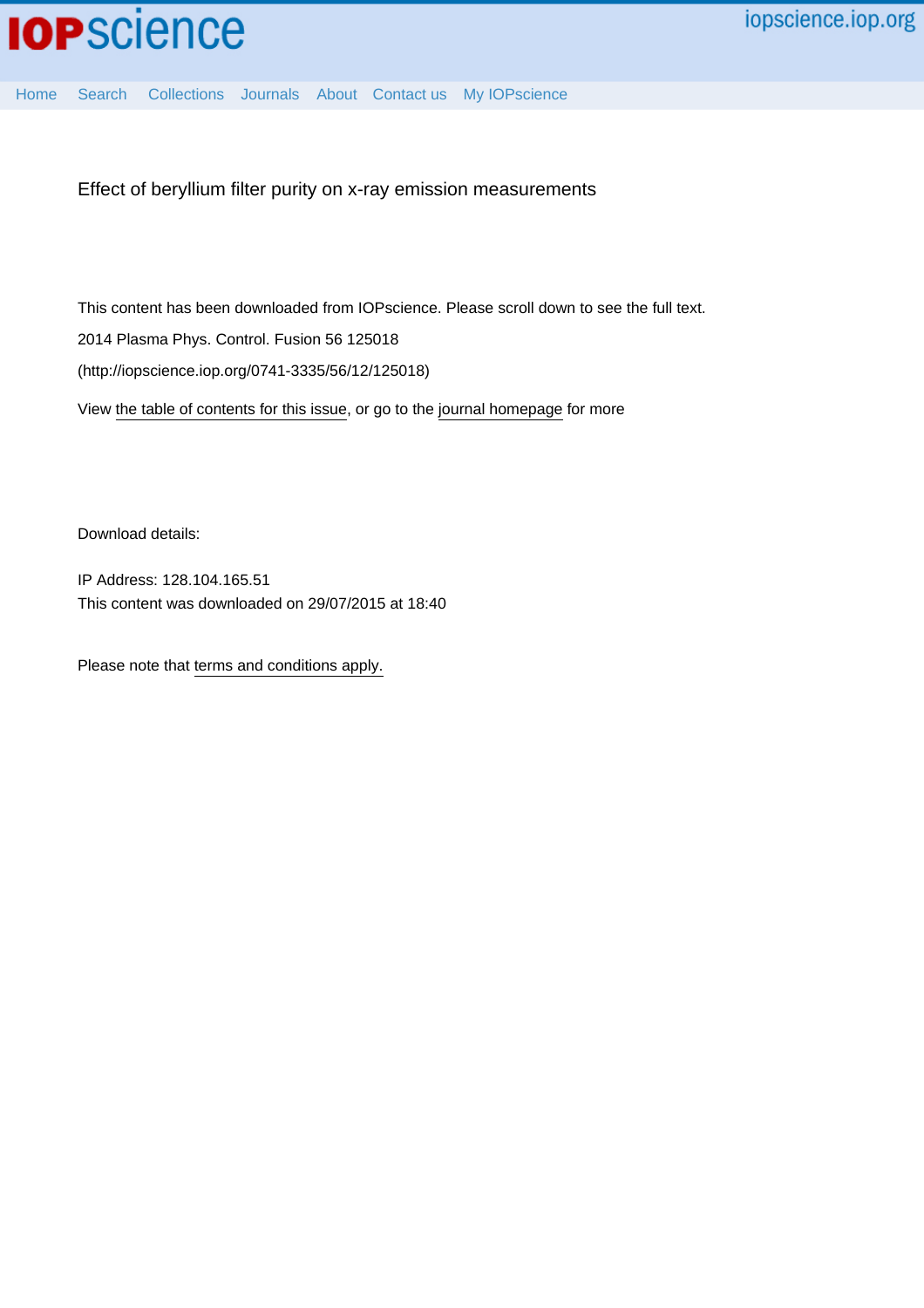# Effect of beryllium filter purity on x-ray emission measurements

This content has been downloaded from IOPscience. Please scroll down to see the full text.

2014 Plasma Phys. Control. Fusion 56 125018

(http://iopscience.iop.org/0741-3335/56/12/125018)

View the table of contents for this issue, or go to the journal homepage for more

Download details:

IP Address: 128.104.165.51

This content was downloaded on 29/07/2015 at 18:40

Please note that terms and conditions apply.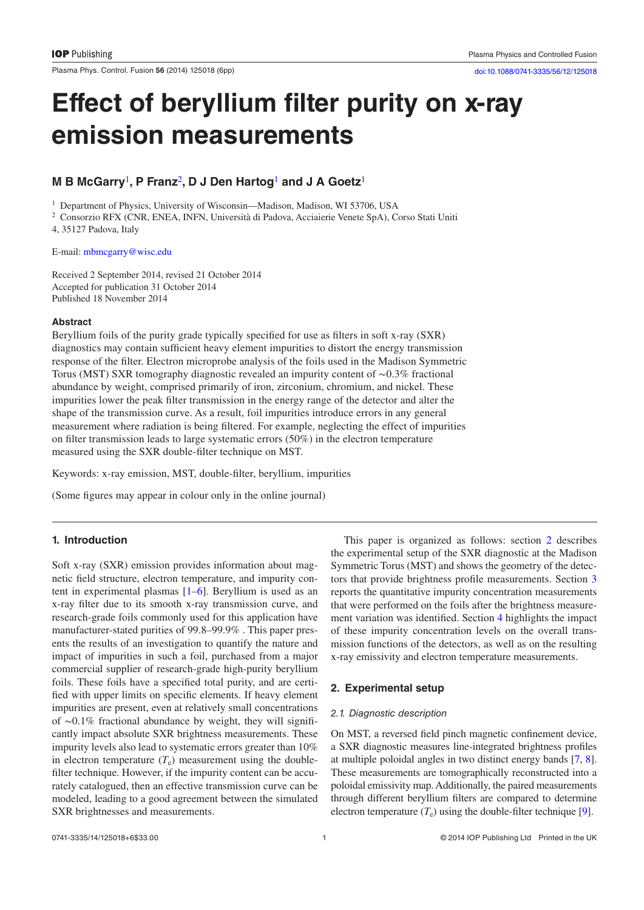# Effect of beryllium filter purity on x-ray emission measurements

**M B McGarry[1], P Franz[2], D J Den Hartog[1] and J A Goetz[1]**

[1] Department of Physics, University of Wisconsin—Madison, Madison, WI 53706, USA

[2] Consorzio RFX (CNR, ENEA, INFN, Università di Padova, Acciaierie Venete SpA), Corso Stati Uniti 4, 35127 Padova, Italy

E-mail: mbmcgarry@wisc.edu

Received 2 September 2014, revised 21 October 2014

Accepted for publication 31 October 2014

Published 18 November 2014

### Abstract

Beryllium foils of the purity grade typically specified for use as filters in soft x-ray (SXR) diagnostics may contain sufficient heavy element impurities to distort the energy transmission response of the filter. Electron microprobe analysis of the foils used in the Madison Symmetric Torus (MST) SXR tomography diagnostic revealed an impurity content of ∼0.3% fractional abundance by weight, comprised primarily of iron, zirconium, chromium, and nickel. These impurities lower the peak filter transmission in the energy range of the detector and alter the shape of the transmission curve. As a result, foil impurities introduce errors in any general measurement where radiation is being filtered. For example, neglecting the effect of impurities on filter transmission leads to large systematic errors (50%) in the electron temperature measured using the SXR double-filter technique on MST.

Keywords: x-ray emission, MST, double-filter, beryllium, impurities

(Some figures may appear in colour only in the online journal)

## 1. Introduction

Soft x-ray (SXR) emission provides information about magnetic field structure, electron temperature, and impurity content in experimental plasmas [1–6]. Beryllium is used as an x-ray filter due to its smooth x-ray transmission curve, and research-grade foils commonly used for this application have manufacturer-stated purities of 99.8–99.9% . This paper presents the results of an investigation to quantify the nature and impact of impurities in such a foil, purchased from a major commercial supplier of research-grade high-purity beryllium foils. These foils have a specified total purity, and are certified with upper limits on specific elements. If heavy element impurities are present, even at relatively small concentrations of ∼0.1% fractional abundance by weight, they will significantly impact absolute SXR brightness measurements. These impurity levels also lead to systematic errors greater than 10% in electron temperature ($T_e$) measurement using the double-filter technique. However, if the impurity content can be accurately catalogued, then an effective transmission curve can be modeled, leading to a good agreement between the simulated SXR brightnesses and measurements.

This paper is organized as follows: section 2 describes the experimental setup of the SXR diagnostic at the Madison Symmetric Torus (MST) and shows the geometry of the detectors that provide brightness profile measurements. Section 3 reports the quantitative impurity concentration measurements that were performed on the foils after the brightness measurement variation was identified. Section 4 highlights the impact of these impurity concentration levels on the overall transmission functions of the detectors, as well as on the resulting x-ray emissivity and electron temperature measurements.

## 2. Experimental setup

### 2.1. Diagnostic description

On MST, a reversed field pinch magnetic confinement device, a SXR diagnostic measures line-integrated brightness profiles at multiple poloidal angles in two distinct energy bands [7, 8]. These measurements are tomographically reconstructed into a poloidal emissivity map. Additionally, the paired measurements through different beryllium filters are compared to determine electron temperature ($T_e$) using the double-filter technique [9].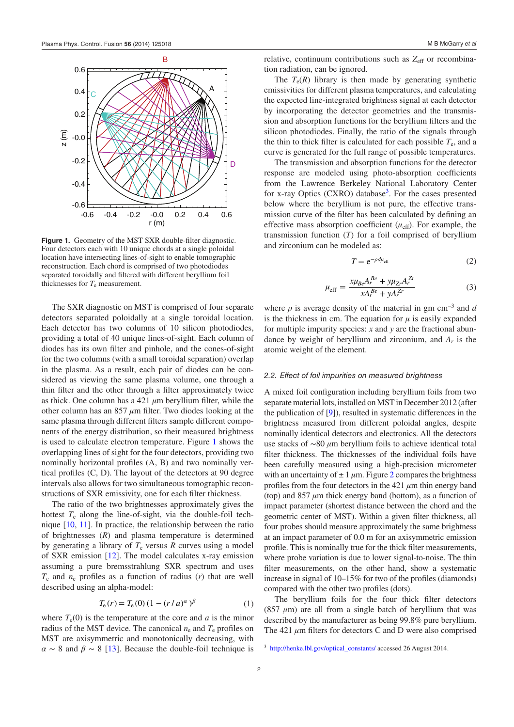**Figure 1.** Geometry of the MST SXR double-filter diagnostic. Four detectors each with 10 unique chords at a single poloidal location have intersecting lines-of-sight to enable tomographic reconstruction. Each chord is comprised of two photodiodes separated toroidally and filtered with different beryllium foil thicknesses for $T_e$ measurement.

The SXR diagnostic on MST is comprised of four separate detectors separated poloidally at a single toroidal location. Each detector has two columns of 10 silicon photodiodes, providing a total of 40 unique lines-of-sight. Each column of diodes has its own filter and pinhole, and the cones-of-sight for the two columns (with a small toroidal separation) overlap in the plasma. As a result, each pair of diodes can be considered as viewing the same plasma volume, one through a thin filter and the other through a filter approximately twice as thick. One column has a 421 $\mu$m beryllium filter, while the other column has an 857 $\mu$m filter. Two diodes looking at the same plasma through different filters sample different components of the energy distribution, so their measured brightness is used to calculate electron temperature. Figure 1 shows the overlapping lines of sight for the four detectors, providing two nominally horizontal profiles (A, B) and two nominally vertical profiles (C, D). The layout of the detectors at 90 degree intervals also allows for two simultaneous tomographic reconstructions of SXR emissivity, one for each filter thickness.

The ratio of the two brightnesses approximately gives the hottest $T_e$ along the line-of-sight, via the double-foil technique [10, 11]. In practice, the relationship between the ratio of brightnesses ($R$) and plasma temperature is determined by generating a library of $T_e$ versus $R$ curves using a model of SXR emission [12]. The model calculates x-ray emission assuming a pure bremsstrahlung SXR spectrum and uses $T_e$ and $n_e$ profiles as a function of radius ($r$) that are well described using an alpha-model:

$$T_e(r) = T_e(0)\,(1 - (r/a)^{\alpha})^{\beta} \tag{1}$$

where $T_e(0)$ is the temperature at the core and $a$ is the minor radius of the MST device. The canonical $n_e$ and $T_e$ profiles on MST are axisymmetric and monotonically decreasing, with $\alpha \sim 8$ and $\beta \sim 8$ [13]. Because the double-foil technique is relative, continuum contributions such as $Z_{\rm eff}$ or recombination radiation, can be ignored.

The $T_e(R)$ library is then made by generating synthetic emissivities for different plasma temperatures, and calculating the expected line-integrated brightness signal at each detector by incorporating the detector geometries and the transmission and absorption functions for the beryllium filters and the silicon photodiodes. Finally, the ratio of the signals through the thin to thick filter is calculated for each possible $T_e$, and a curve is generated for the full range of possible temperatures.

The transmission and absorption functions for the detector response are modeled using photo-absorption coefficients from the Lawrence Berkeley National Laboratory Center for x-ray Optics (CXRO) database[3]. For the cases presented below where the beryllium is not pure, the effective transmission curve of the filter has been calculated by defining an effective mass absorption coefficient ($\mu_{\rm eff}$). For example, the transmission function ($T$) for a foil comprised of beryllium and zirconium can be modeled as:

$$T = e^{-\rho d \mu_{\rm eff}} \tag{2}$$

$$\mu_{\rm eff} = \frac{x\mu_{Be}A_r^{Be} + y\mu_{Zr}A_r^{Zr}}{xA_r^{Be} + yA_r^{Zr}} \tag{3}$$

where $\rho$ is average density of the material in gm cm$^{-3}$ and $d$ is the thickness in cm. The equation for $\mu$ is easily expanded for multiple impurity species: $x$ and $y$ are the fractional abundance by weight of beryllium and zirconium, and $A_r$ is the atomic weight of the element.

### 2.2. Effect of foil impurities on measured brightness

A mixed foil configuration including beryllium foils from two separate material lots, installed on MST in December 2012 (after the publication of [9]), resulted in systematic differences in the brightness measured from different poloidal angles, despite nominally identical detectors and electronics. All the detectors use stacks of ∼80 $\mu$m beryllium foils to achieve identical total filter thickness. The thicknesses of the individual foils have been carefully measured using a high-precision micrometer with an uncertainty of ± 1 $\mu$m. Figure 2 compares the brightness profiles from the four detectors in the 421 $\mu$m thin energy band (top) and 857 $\mu$m thick energy band (bottom), as a function of impact parameter (shortest distance between the chord and the geometric center of MST). Within a given filter thickness, all four probes should measure approximately the same brightness at an impact parameter of 0.0 m for an axisymmetric emission profile. This is nominally true for the thick filter measurements, where probe variation is due to lower signal-to-noise. The thin filter measurements, on the other hand, show a systematic increase in signal of 10–15% for two of the profiles (diamonds) compared with the other two profiles (dots).

The beryllium foils for the four thick filter detectors (857 $\mu$m) are all from a single batch of beryllium that was described by the manufacturer as being 99.8% pure beryllium. The 421 $\mu$m filters for detectors C and D were also comprised

[3] http://henke.lbl.gov/optical_constants/ accessed 26 August 2014.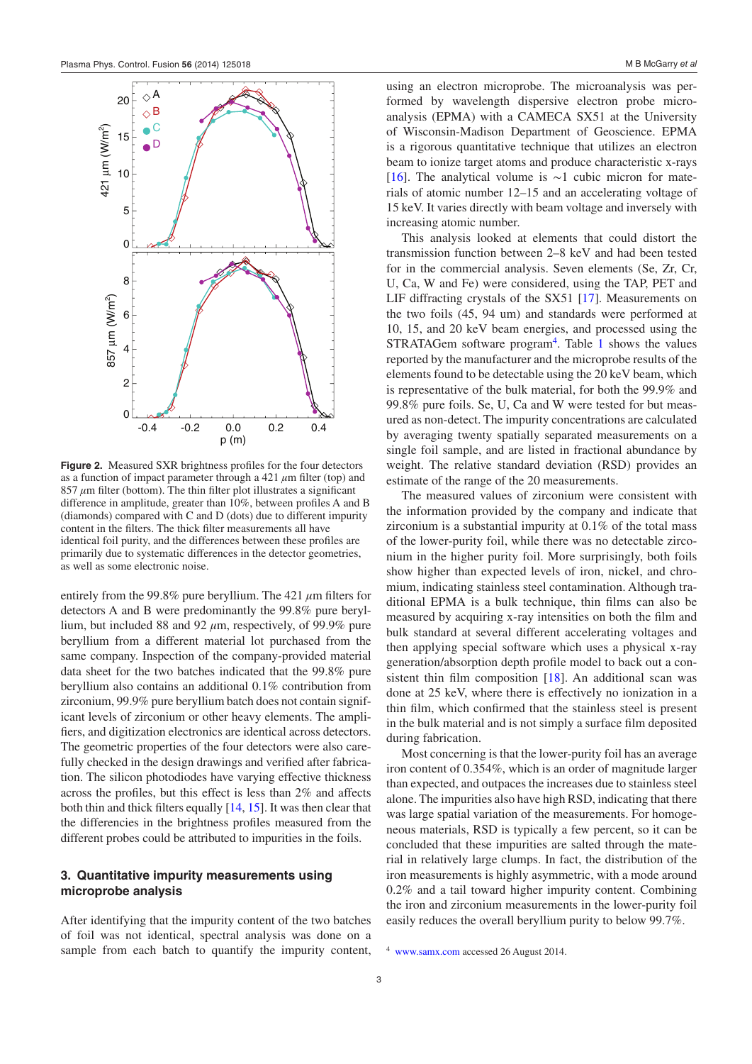**Figure 2.** Measured SXR brightness profiles for the four detectors as a function of impact parameter through a 421 $\mu$m filter (top) and 857 $\mu$m filter (bottom). The thin filter plot illustrates a significant difference in amplitude, greater than 10%, between profiles A and B (diamonds) compared with C and D (dots) due to different impurity content in the filters. The thick filter measurements all have identical foil purity, and the differences between these profiles are primarily due to systematic differences in the detector geometries, as well as some electronic noise.

entirely from the 99.8% pure beryllium. The 421 $\mu$m filters for detectors A and B were predominantly the 99.8% pure beryllium, but included 88 and 92 $\mu$m, respectively, of 99.9% pure beryllium from a different material lot purchased from the same company. Inspection of the company-provided material data sheet for the two batches indicated that the 99.8% pure beryllium also contains an additional 0.1% contribution from zirconium, 99.9% pure beryllium batch does not contain significant levels of zirconium or other heavy elements. The amplifiers, and digitization electronics are identical across detectors. The geometric properties of the four detectors were also carefully checked in the design drawings and verified after fabrication. The silicon photodiodes have varying effective thickness across the profiles, but this effect is less than 2% and affects both thin and thick filters equally [14, 15]. It was then clear that the differencies in the brightness profiles measured from the different probes could be attributed to impurities in the foils.

## 3. Quantitative impurity measurements using microprobe analysis

After identifying that the impurity content of the two batches of foil was not identical, spectral analysis was done on a sample from each batch to quantify the impurity content, using an electron microprobe. The microanalysis was performed by wavelength dispersive electron probe microanalysis (EPMA) with a CAMECA SX51 at the University of Wisconsin-Madison Department of Geoscience. EPMA is a rigorous quantitative technique that utilizes an electron beam to ionize target atoms and produce characteristic x-rays [16]. The analytical volume is ∼1 cubic micron for materials of atomic number 12–15 and an accelerating voltage of 15 keV. It varies directly with beam voltage and inversely with increasing atomic number.

This analysis looked at elements that could distort the transmission function between 2–8 keV and had been tested for in the commercial analysis. Seven elements (Se, Zr, Cr, U, Ca, W and Fe) were considered, using the TAP, PET and LIF diffracting crystals of the SX51 [17]. Measurements on the two foils (45, 94 um) and standards were performed at 10, 15, and 20 keV beam energies, and processed using the STRATAGem software program[4]. Table 1 shows the values reported by the manufacturer and the microprobe results of the elements found to be detectable using the 20 keV beam, which is representative of the bulk material, for both the 99.9% and 99.8% pure foils. Se, U, Ca and W were tested for but measured as non-detect. The impurity concentrations are calculated by averaging twenty spatially separated measurements on a single foil sample, and are listed in fractional abundance by weight. The relative standard deviation (RSD) provides an estimate of the range of the 20 measurements.

The measured values of zirconium were consistent with the information provided by the company and indicate that zirconium is a substantial impurity at 0.1% of the total mass of the lower-purity foil, while there was no detectable zirconium in the higher purity foil. More surprisingly, both foils show higher than expected levels of iron, nickel, and chromium, indicating stainless steel contamination. Although traditional EPMA is a bulk technique, thin films can also be measured by acquiring x-ray intensities on both the film and bulk standard at several different accelerating voltages and then applying special software which uses a physical x-ray generation/absorption depth profile model to back out a consistent thin film composition [18]. An additional scan was done at 25 keV, where there is effectively no ionization in a thin film, which confirmed that the stainless steel is present in the bulk material and is not simply a surface film deposited during fabrication.

Most concerning is that the lower-purity foil has an average iron content of 0.354%, which is an order of magnitude larger than expected, and outpaces the increases due to stainless steel alone. The impurities also have high RSD, indicating that there was large spatial variation of the measurements. For homogeneous materials, RSD is typically a few percent, so it can be concluded that these impurities are salted through the material in relatively large clumps. In fact, the distribution of the iron measurements is highly asymmetric, with a mode around 0.2% and a tail toward higher impurity content. Combining the iron and zirconium measurements in the lower-purity foil easily reduces the overall beryllium purity to below 99.7%.

[4] www.samx.com accessed 26 August 2014.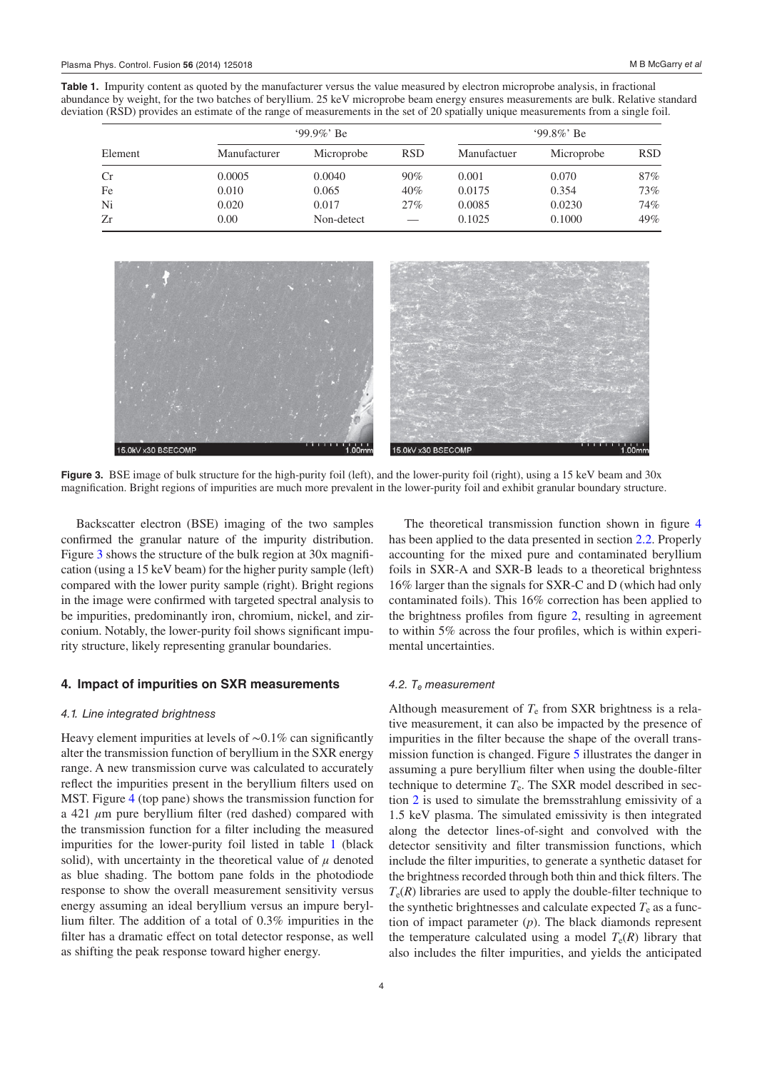**Table 1.** Impurity content as quoted by the manufacturer versus the value measured by electron microprobe analysis, in fractional abundance by weight, for the two batches of beryllium. 25 keV microprobe beam energy ensures measurements are bulk. Relative standard deviation (RSD) provides an estimate of the range of measurements in the set of 20 spatially unique measurements from a single foil.

| Element | '99.9%' Be | | | '99.8%' Be | | |
|---|---|---|---|---|---|---|
| | Manufacturer | Microprobe | RSD | Manufactuer | Microprobe | RSD |
| Cr | 0.0005 | 0.0040 | 90% | 0.001 | 0.070 | 87% |
| Fe | 0.010 | 0.065 | 40% | 0.0175 | 0.354 | 73% |
| Ni | 0.020 | 0.017 | 27% | 0.0085 | 0.0230 | 74% |
| Zr | 0.00 | Non-detect | — | 0.1025 | 0.1000 | 49% |

**Figure 3.** BSE image of bulk structure for the high-purity foil (left), and the lower-purity foil (right), using a 15 keV beam and 30x magnification. Bright regions of impurities are much more prevalent in the lower-purity foil and exhibit granular boundary structure.

Backscatter electron (BSE) imaging of the two samples confirmed the granular nature of the impurity distribution. Figure 3 shows the structure of the bulk region at 30x magnification (using a 15 keV beam) for the higher purity sample (left) compared with the lower purity sample (right). Bright regions in the image were confirmed with targeted spectral analysis to be impurities, predominantly iron, chromium, nickel, and zirconium. Notably, the lower-purity foil shows significant impurity structure, likely representing granular boundaries.

## 4. Impact of impurities on SXR measurements

### 4.1. Line integrated brightness

Heavy element impurities at levels of ~0.1% can significantly alter the transmission function of beryllium in the SXR energy range. A new transmission curve was calculated to accurately reflect the impurities present in the beryllium filters used on MST. Figure 4 (top pane) shows the transmission function for a 421 $\mu$m pure beryllium filter (red dashed) compared with the transmission function for a filter including the measured impurities for the lower-purity foil listed in table 1 (black solid), with uncertainty in the theoretical value of $\mu$ denoted as blue shading. The bottom pane folds in the photodiode response to show the overall measurement sensitivity versus energy assuming an ideal beryllium versus an impure beryllium filter. The addition of a total of 0.3% impurities in the filter has a dramatic effect on total detector response, as well as shifting the peak response toward higher energy.

The theoretical transmission function shown in figure 4 has been applied to the data presented in section 2.2. Properly accounting for the mixed pure and contaminated beryllium foils in SXR-A and SXR-B leads to a theoretical brightness 16% larger than the signals for SXR-C and D (which had only contaminated foils). This 16% correction has been applied to the brightness profiles from figure 2, resulting in agreement to within 5% across the four profiles, which is within experimental uncertainties.

### 4.2. $T_e$ measurement

Although measurement of $T_e$ from SXR brightness is a relative measurement, it can also be impacted by the presence of impurities in the filter because the shape of the overall transmission function is changed. Figure 5 illustrates the danger in assuming a pure beryllium filter when using the double-filter technique to determine $T_e$. The SXR model described in section 2 is used to simulate the bremsstrahlung emissivity of a 1.5 keV plasma. The simulated emissivity is then integrated along the detector lines-of-sight and convolved with the detector sensitivity and filter transmission functions, which include the filter impurities, to generate a synthetic dataset for the brightness recorded through both thin and thick filters. The $T_e(R)$ libraries are used to apply the double-filter technique to the synthetic brightnesses and calculate expected $T_e$ as a function of impact parameter ($p$). The black diamonds represent the temperature calculated using a model $T_e(R)$ library that also includes the filter impurities, and yields the anticipated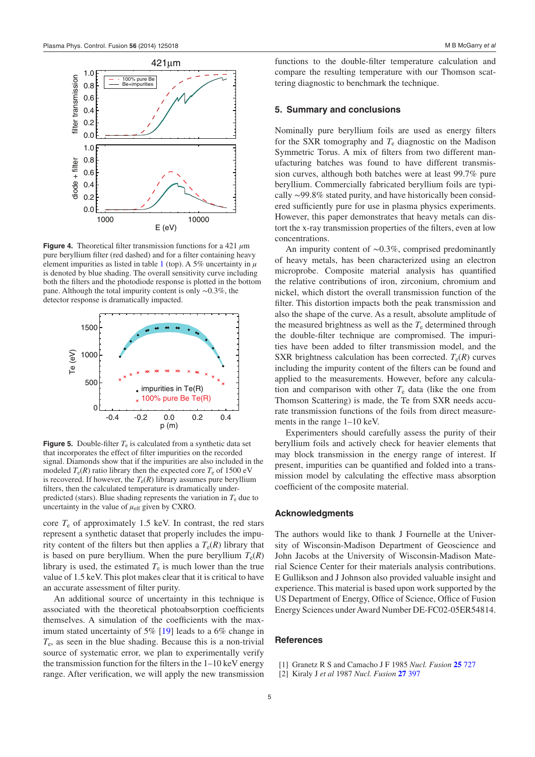**Figure 4.** Theoretical filter transmission functions for a 421 $\mu$m pure beryllium filter (red dashed) and for a filter containing heavy element impurities as listed in table 1 (top). A 5% uncertainty in $\mu$ is denoted by blue shading. The overall sensitivity curve including both the filters and the photodiode response is plotted in the bottom pane. Although the total impurity content is only ∼0.3%, the detector response is dramatically impacted.

**Figure 5.** Double-filter $T_e$ is calculated from a synthetic data set that incorporates the effect of filter impurities on the recorded signal. Diamonds show that if the impurities are also included in the modeled $T_e(R)$ ratio library then the expected core $T_e$ of 1500 eV is recovered. If however, the $T_e(R)$ library assumes pure beryllium filters, then the calculated temperature is dramatically under-predicted (stars). Blue shading represents the variation in $T_e$ due to uncertainty in the value of $\mu_{eff}$ given by CXRO.

core $T_e$ of approximately 1.5 keV. In contrast, the red stars represent a synthetic dataset that properly includes the impurity content of the filters but then applies a $T_e(R)$ library that is based on pure beryllium. When the pure beryllium $T_e(R)$ library is used, the estimated $T_e$ is much lower than the true value of 1.5 keV. This plot makes clear that it is critical to have an accurate assessment of filter purity.

An additional source of uncertainty in this technique is associated with the theoretical photoabsorption coefficients themselves. A simulation of the coefficients with the maximum stated uncertainty of 5% [19] leads to a 6% change in $T_e$, as seen in the blue shading. Because this is a non-trivial source of systematic error, we plan to experimentally verify the transmission function for the filters in the 1–10 keV energy range. After verification, we will apply the new transmission functions to the double-filter temperature calculation and compare the resulting temperature with our Thomson scattering diagnostic to benchmark the technique.

## 5. Summary and conclusions

Nominally pure beryllium foils are used as energy filters for the SXR tomography and $T_e$ diagnostic on the Madison Symmetric Torus. A mix of filters from two different manufacturing batches was found to have different transmission curves, although both batches were at least 99.7% pure beryllium. Commercially fabricated beryllium foils are typically ∼99.8% stated purity, and have historically been considered sufficiently pure for use in plasma physics experiments. However, this paper demonstrates that heavy metals can distort the x-ray transmission properties of the filters, even at low concentrations.

An impurity content of ∼0.3%, comprised predominantly of heavy metals, has been characterized using an electron microprobe. Composite material analysis has quantified the relative contributions of iron, zirconium, chromium and nickel, which distort the overall transmission function of the filter. This distortion impacts both the peak transmission and also the shape of the curve. As a result, absolute amplitude of the measured brightness as well as the $T_e$ determined through the double-filter technique are compromised. The impurities have been added to filter transmission model, and the SXR brightness calculation has been corrected. $T_e(R)$ curves including the impurity content of the filters can be found and applied to the measurements. However, before any calculation and comparison with other $T_e$ data (like the one from Thomson Scattering) is made, the Te from SXR needs accurate transmission functions of the foils from direct measurements in the range 1–10 keV.

Experimenters should carefully assess the purity of their beryllium foils and actively check for heavier elements that may block transmission in the energy range of interest. If present, impurities can be quantified and folded into a transmission model by calculating the effective mass absorption coefficient of the composite material.

## Acknowledgments

The authors would like to thank J Fournelle at the University of Wisconsin-Madison Department of Geoscience and John Jacobs at the University of Wisconsin-Madison Material Science Center for their materials analysis contributions. E Gullikson and J Johnson also provided valuable insight and experience. This material is based upon work supported by the US Department of Energy, Office of Science, Office of Fusion Energy Sciences under Award Number DE-FC02-05ER54814.

## References

[1] Granetz R S and Camacho J F 1985 *Nucl. Fusion* **25** 727

[2] Kiraly J *et al* 1987 *Nucl. Fusion* **27** 397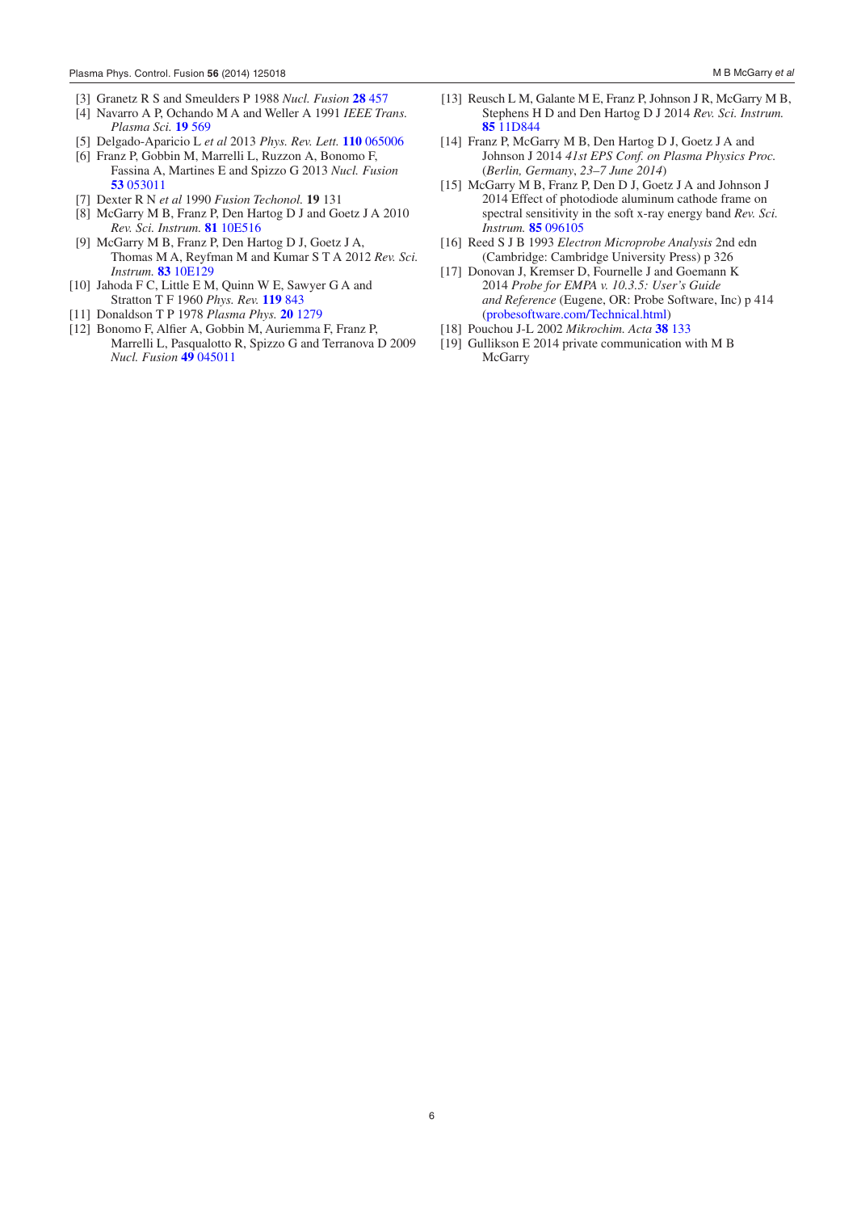[3] Granetz R S and Smeulders P 1988 *Nucl. Fusion* **28** 457

[4] Navarro A P, Ochando M A and Weller A 1991 *IEEE Trans. Plasma Sci.* **19** 569

[5] Delgado-Aparicio L *et al* 2013 *Phys. Rev. Lett.* **110** 065006

[6] Franz P, Gobbin M, Marrelli L, Ruzzon A, Bonomo F, Fassina A, Martines E and Spizzo G 2013 *Nucl. Fusion* **53** 053011

[7] Dexter R N *et al* 1990 *Fusion Techonol.* **19** 131

[8] McGarry M B, Franz P, Den Hartog D J and Goetz J A 2010 *Rev. Sci. Instrum.* **81** 10E516

[9] McGarry M B, Franz P, Den Hartog D J, Goetz J A, Thomas M A, Reyfman M and Kumar S T A 2012 *Rev. Sci. Instrum.* **83** 10E129

[10] Jahoda F C, Little E M, Quinn W E, Sawyer G A and Stratton T F 1960 *Phys. Rev.* **119** 843

[11] Donaldson T P 1978 *Plasma Phys.* **20** 1279

[12] Bonomo F, Alfier A, Gobbin M, Auriemma F, Franz P, Marrelli L, Pasqualotto R, Spizzo G and Terranova D 2009 *Nucl. Fusion* **49** 045011

[13] Reusch L M, Galante M E, Franz P, Johnson J R, McGarry M B, Stephens H D and Den Hartog D J 2014 *Rev. Sci. Instrum.* **85** 11D844

[14] Franz P, McGarry M B, Den Hartog D J, Goetz J A and Johnson J 2014 *41st EPS Conf. on Plasma Physics Proc.* (*Berlin, Germany*, *23–7 June 2014*)

[15] McGarry M B, Franz P, Den D J, Goetz J A and Johnson J 2014 Effect of photodiode aluminum cathode frame on spectral sensitivity in the soft x-ray energy band *Rev. Sci. Instrum.* **85** 096105

[16] Reed S J B 1993 *Electron Microprobe Analysis* 2nd edn (Cambridge: Cambridge University Press) p 326

[17] Donovan J, Kremser D, Fournelle J and Goemann K 2014 *Probe for EMPA v. 10.3.5: User's Guide and Reference* (Eugene, OR: Probe Software, Inc) p 414 (probesoftware.com/Technical.html)

[18] Pouchou J-L 2002 *Mikrochim. Acta* **38** 133

[19] Gullikson E 2014 private communication with M B McGarry